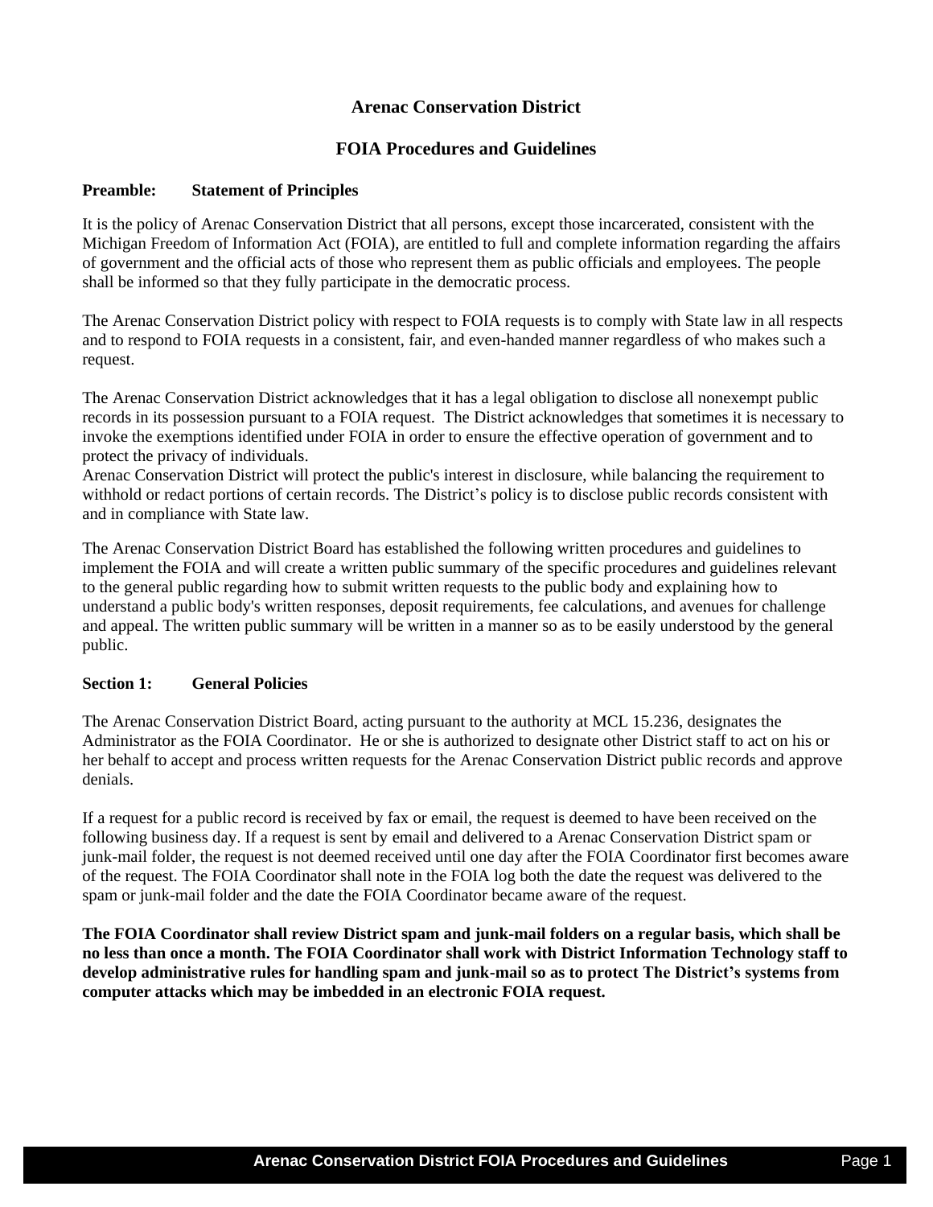# Arenac Conservation District

## FOIA Procedures and Guidelines

### Preamble: Statement of Principles

It is the policy of Arenac Conservation District that all persons, except those incarcerated, consistent with the Michigan Freedom of Information Act (FOIA), are entitled to full and complete information regarding the affairs of government and the official acts of those who represent them as public officials and employees. The people shall be informed so that they fully participate in the democratic process.

The Arenac Conservation District policy with respect to FOIA requests is to comply with State law in all respects and to respond to FOIA requests in a consistent, fair, and even-handed manner regardless of who makes such a request.

The Arenac Conservation District acknowledges that it has a legal obligation to disclose all nonexempt public records in its possession pursuant to a FOIA request. The District acknowledges that sometimes it is necessary to invoke the exemptions identified under FOIA in order to ensure the effective operation of government and to protect the privacy of individuals.
Arenac Conservation District will protect the public's interest in disclosure, while balancing the requirement to withhold or redact portions of certain records. The District's policy is to disclose public records consistent with and in compliance with State law.

The Arenac Conservation District Board has established the following written procedures and guidelines to implement the FOIA and will create a written public summary of the specific procedures and guidelines relevant to the general public regarding how to submit written requests to the public body and explaining how to understand a public body's written responses, deposit requirements, fee calculations, and avenues for challenge and appeal. The written public summary will be written in a manner so as to be easily understood by the general public.

### Section 1: General Policies

The Arenac Conservation District Board, acting pursuant to the authority at MCL 15.236, designates the Administrator as the FOIA Coordinator. He or she is authorized to designate other District staff to act on his or her behalf to accept and process written requests for the Arenac Conservation District public records and approve denials.

If a request for a public record is received by fax or email, the request is deemed to have been received on the following business day. If a request is sent by email and delivered to a Arenac Conservation District spam or junk-mail folder, the request is not deemed received until one day after the FOIA Coordinator first becomes aware of the request. The FOIA Coordinator shall note in the FOIA log both the date the request was delivered to the spam or junk-mail folder and the date the FOIA Coordinator became aware of the request.

**The FOIA Coordinator shall review District spam and junk-mail folders on a regular basis, which shall be no less than once a month. The FOIA Coordinator shall work with District Information Technology staff to develop administrative rules for handling spam and junk-mail so as to protect The District's systems from computer attacks which may be imbedded in an electronic FOIA request.**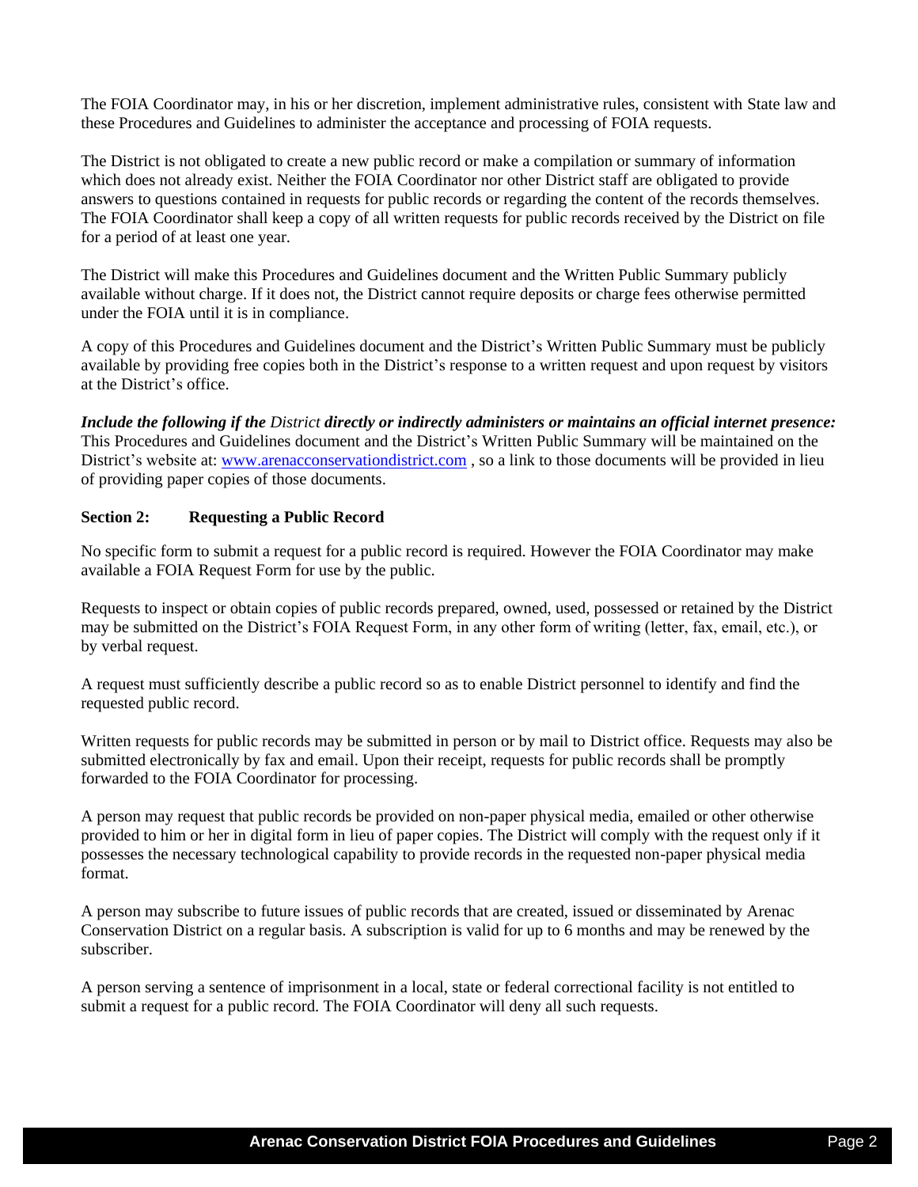The FOIA Coordinator may, in his or her discretion, implement administrative rules, consistent with State law and these Procedures and Guidelines to administer the acceptance and processing of FOIA requests.

The District is not obligated to create a new public record or make a compilation or summary of information which does not already exist. Neither the FOIA Coordinator nor other District staff are obligated to provide answers to questions contained in requests for public records or regarding the content of the records themselves. The FOIA Coordinator shall keep a copy of all written requests for public records received by the District on file for a period of at least one year.

The District will make this Procedures and Guidelines document and the Written Public Summary publicly available without charge. If it does not, the District cannot require deposits or charge fees otherwise permitted under the FOIA until it is in compliance.

A copy of this Procedures and Guidelines document and the District's Written Public Summary must be publicly available by providing free copies both in the District's response to a written request and upon request by visitors at the District's office.

***Include the following if the** District **directly or indirectly administers or maintains an official internet presence:*** This Procedures and Guidelines document and the District's Written Public Summary will be maintained on the District's website at: www.arenacconservationdistrict.com , so a link to those documents will be provided in lieu of providing paper copies of those documents.

### Section 2: Requesting a Public Record

No specific form to submit a request for a public record is required. However the FOIA Coordinator may make available a FOIA Request Form for use by the public.

Requests to inspect or obtain copies of public records prepared, owned, used, possessed or retained by the District may be submitted on the District's FOIA Request Form, in any other form of writing (letter, fax, email, etc.), or by verbal request.

A request must sufficiently describe a public record so as to enable District personnel to identify and find the requested public record.

Written requests for public records may be submitted in person or by mail to District office. Requests may also be submitted electronically by fax and email. Upon their receipt, requests for public records shall be promptly forwarded to the FOIA Coordinator for processing.

A person may request that public records be provided on non-paper physical media, emailed or other otherwise provided to him or her in digital form in lieu of paper copies. The District will comply with the request only if it possesses the necessary technological capability to provide records in the requested non-paper physical media format.

A person may subscribe to future issues of public records that are created, issued or disseminated by Arenac Conservation District on a regular basis. A subscription is valid for up to 6 months and may be renewed by the subscriber.

A person serving a sentence of imprisonment in a local, state or federal correctional facility is not entitled to submit a request for a public record. The FOIA Coordinator will deny all such requests.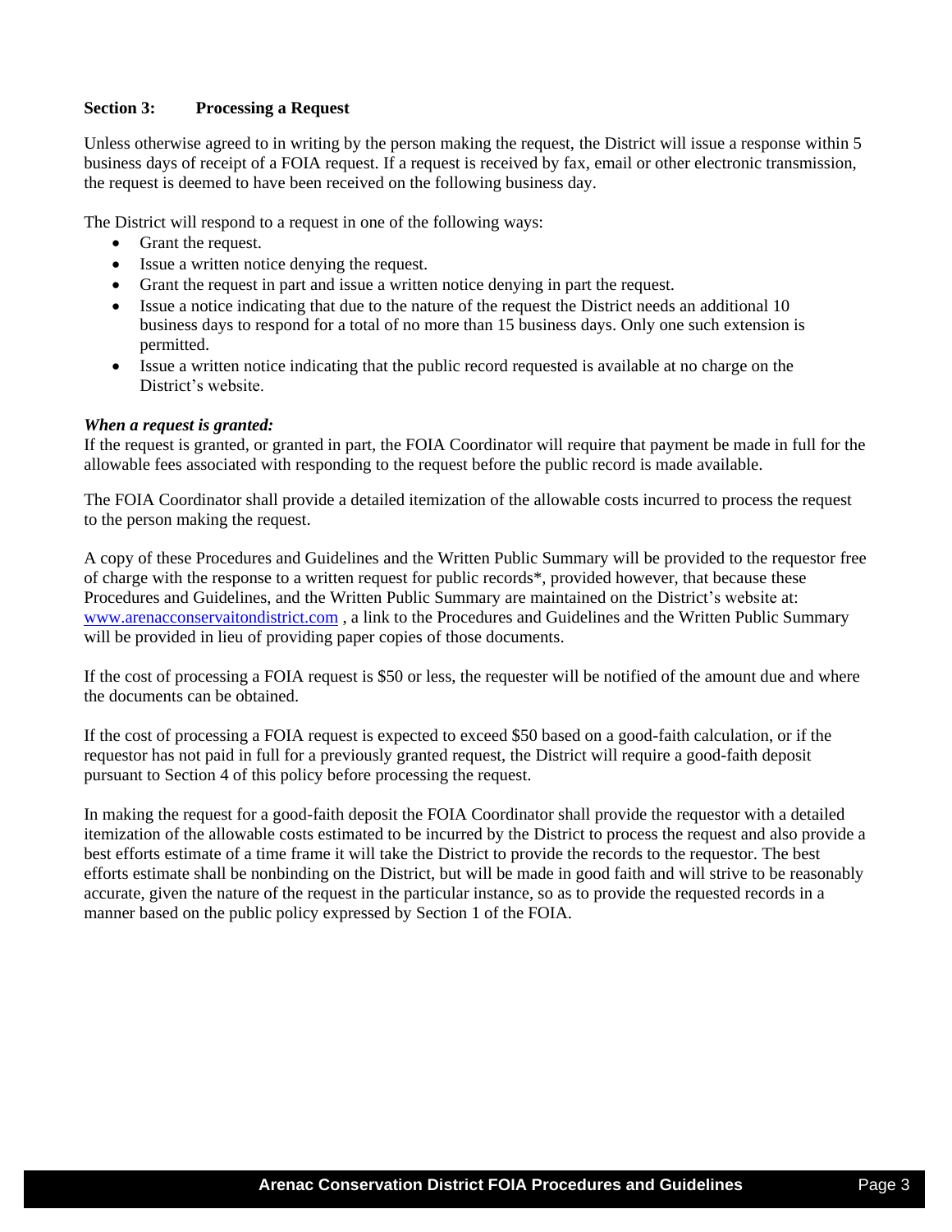**Section 3: Processing a Request**

Unless otherwise agreed to in writing by the person making the request, the District will issue a response within 5 business days of receipt of a FOIA request. If a request is received by fax, email or other electronic transmission, the request is deemed to have been received on the following business day.

The District will respond to a request in one of the following ways:

- Grant the request.
- Issue a written notice denying the request.
- Grant the request in part and issue a written notice denying in part the request.
- Issue a notice indicating that due to the nature of the request the District needs an additional 10 business days to respond for a total of no more than 15 business days. Only one such extension is permitted.
- Issue a written notice indicating that the public record requested is available at no charge on the District's website.

***When a request is granted:***
If the request is granted, or granted in part, the FOIA Coordinator will require that payment be made in full for the allowable fees associated with responding to the request before the public record is made available.

The FOIA Coordinator shall provide a detailed itemization of the allowable costs incurred to process the request to the person making the request.

A copy of these Procedures and Guidelines and the Written Public Summary will be provided to the requestor free of charge with the response to a written request for public records*, provided however, that because these Procedures and Guidelines, and the Written Public Summary are maintained on the District's website at: www.arenacconservaitondistrict.com , a link to the Procedures and Guidelines and the Written Public Summary will be provided in lieu of providing paper copies of those documents.

If the cost of processing a FOIA request is $50 or less, the requester will be notified of the amount due and where the documents can be obtained.

If the cost of processing a FOIA request is expected to exceed $50 based on a good-faith calculation, or if the requestor has not paid in full for a previously granted request, the District will require a good-faith deposit pursuant to Section 4 of this policy before processing the request.

In making the request for a good-faith deposit the FOIA Coordinator shall provide the requestor with a detailed itemization of the allowable costs estimated to be incurred by the District to process the request and also provide a best efforts estimate of a time frame it will take the District to provide the records to the requestor. The best efforts estimate shall be nonbinding on the District, but will be made in good faith and will strive to be reasonably accurate, given the nature of the request in the particular instance, so as to provide the requested records in a manner based on the public policy expressed by Section 1 of the FOIA.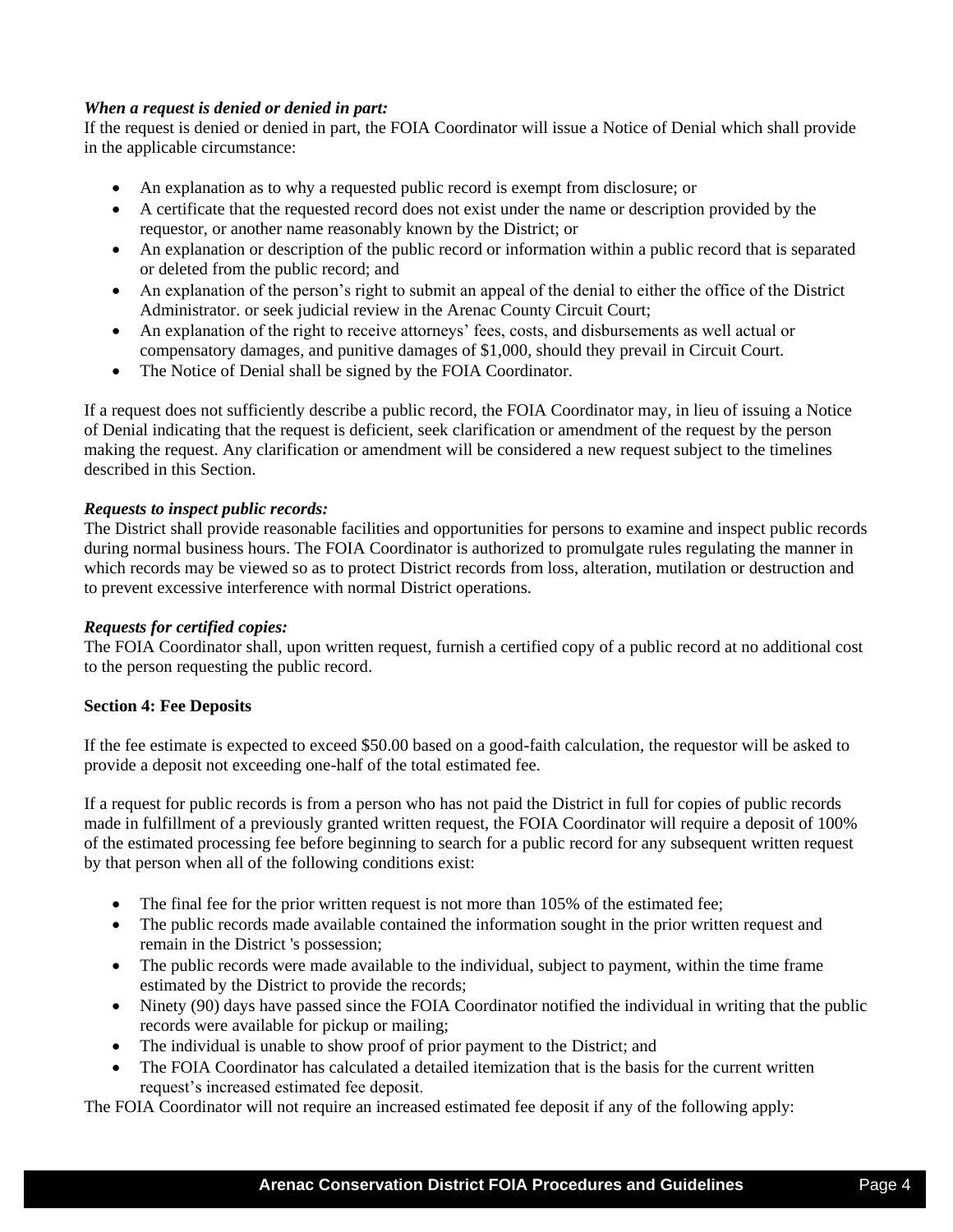***When a request is denied or denied in part:***
If the request is denied or denied in part, the FOIA Coordinator will issue a Notice of Denial which shall provide in the applicable circumstance:

- An explanation as to why a requested public record is exempt from disclosure; or
- A certificate that the requested record does not exist under the name or description provided by the requestor, or another name reasonably known by the District; or
- An explanation or description of the public record or information within a public record that is separated or deleted from the public record; and
- An explanation of the person's right to submit an appeal of the denial to either the office of the District Administrator. or seek judicial review in the Arenac County Circuit Court;
- An explanation of the right to receive attorneys' fees, costs, and disbursements as well actual or compensatory damages, and punitive damages of $1,000, should they prevail in Circuit Court.
- The Notice of Denial shall be signed by the FOIA Coordinator.

If a request does not sufficiently describe a public record, the FOIA Coordinator may, in lieu of issuing a Notice of Denial indicating that the request is deficient, seek clarification or amendment of the request by the person making the request. Any clarification or amendment will be considered a new request subject to the timelines described in this Section.

***Requests to inspect public records:***
The District shall provide reasonable facilities and opportunities for persons to examine and inspect public records during normal business hours. The FOIA Coordinator is authorized to promulgate rules regulating the manner in which records may be viewed so as to protect District records from loss, alteration, mutilation or destruction and to prevent excessive interference with normal District operations.

***Requests for certified copies:***
The FOIA Coordinator shall, upon written request, furnish a certified copy of a public record at no additional cost to the person requesting the public record.

**Section 4: Fee Deposits**

If the fee estimate is expected to exceed $50.00 based on a good-faith calculation, the requestor will be asked to provide a deposit not exceeding one-half of the total estimated fee.

If a request for public records is from a person who has not paid the District in full for copies of public records made in fulfillment of a previously granted written request, the FOIA Coordinator will require a deposit of 100% of the estimated processing fee before beginning to search for a public record for any subsequent written request by that person when all of the following conditions exist:

- The final fee for the prior written request is not more than 105% of the estimated fee;
- The public records made available contained the information sought in the prior written request and remain in the District 's possession;
- The public records were made available to the individual, subject to payment, within the time frame estimated by the District to provide the records;
- Ninety (90) days have passed since the FOIA Coordinator notified the individual in writing that the public records were available for pickup or mailing;
- The individual is unable to show proof of prior payment to the District; and
- The FOIA Coordinator has calculated a detailed itemization that is the basis for the current written request's increased estimated fee deposit.

The FOIA Coordinator will not require an increased estimated fee deposit if any of the following apply: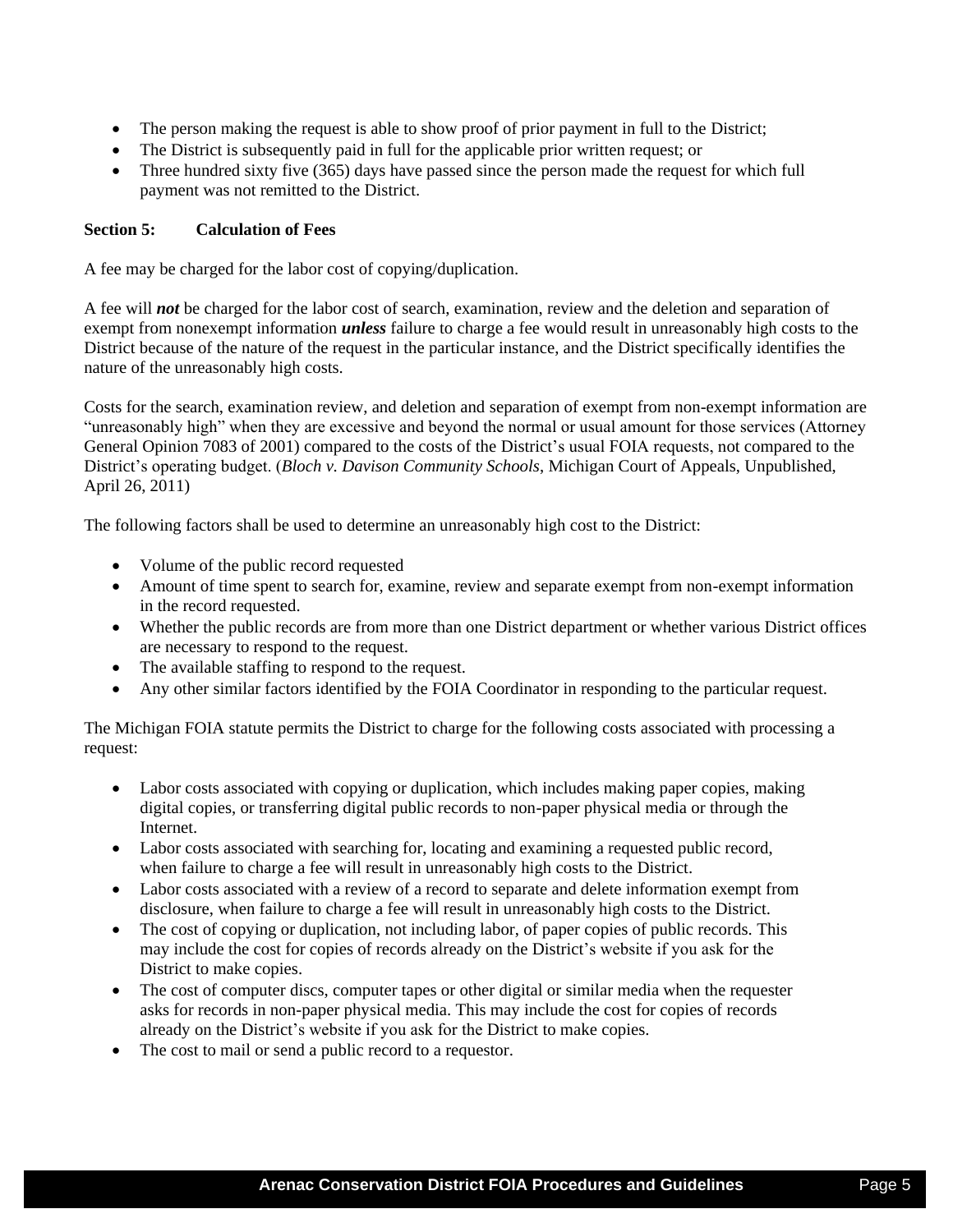- The person making the request is able to show proof of prior payment in full to the District;
- The District is subsequently paid in full for the applicable prior written request; or
- Three hundred sixty five (365) days have passed since the person made the request for which full payment was not remitted to the District.

**Section 5: Calculation of Fees**

A fee may be charged for the labor cost of copying/duplication.

A fee will ***not*** be charged for the labor cost of search, examination, review and the deletion and separation of exempt from nonexempt information ***unless*** failure to charge a fee would result in unreasonably high costs to the District because of the nature of the request in the particular instance, and the District specifically identifies the nature of the unreasonably high costs.

Costs for the search, examination review, and deletion and separation of exempt from non-exempt information are "unreasonably high" when they are excessive and beyond the normal or usual amount for those services (Attorney General Opinion 7083 of 2001) compared to the costs of the District's usual FOIA requests, not compared to the District's operating budget. (*Bloch v. Davison Community Schools*, Michigan Court of Appeals, Unpublished, April 26, 2011)

The following factors shall be used to determine an unreasonably high cost to the District:

- Volume of the public record requested
- Amount of time spent to search for, examine, review and separate exempt from non-exempt information in the record requested.
- Whether the public records are from more than one District department or whether various District offices are necessary to respond to the request.
- The available staffing to respond to the request.
- Any other similar factors identified by the FOIA Coordinator in responding to the particular request.

The Michigan FOIA statute permits the District to charge for the following costs associated with processing a request:

- Labor costs associated with copying or duplication, which includes making paper copies, making digital copies, or transferring digital public records to non-paper physical media or through the Internet.
- Labor costs associated with searching for, locating and examining a requested public record, when failure to charge a fee will result in unreasonably high costs to the District.
- Labor costs associated with a review of a record to separate and delete information exempt from disclosure, when failure to charge a fee will result in unreasonably high costs to the District.
- The cost of copying or duplication, not including labor, of paper copies of public records. This may include the cost for copies of records already on the District's website if you ask for the District to make copies.
- The cost of computer discs, computer tapes or other digital or similar media when the requester asks for records in non-paper physical media. This may include the cost for copies of records already on the District's website if you ask for the District to make copies.
- The cost to mail or send a public record to a requestor.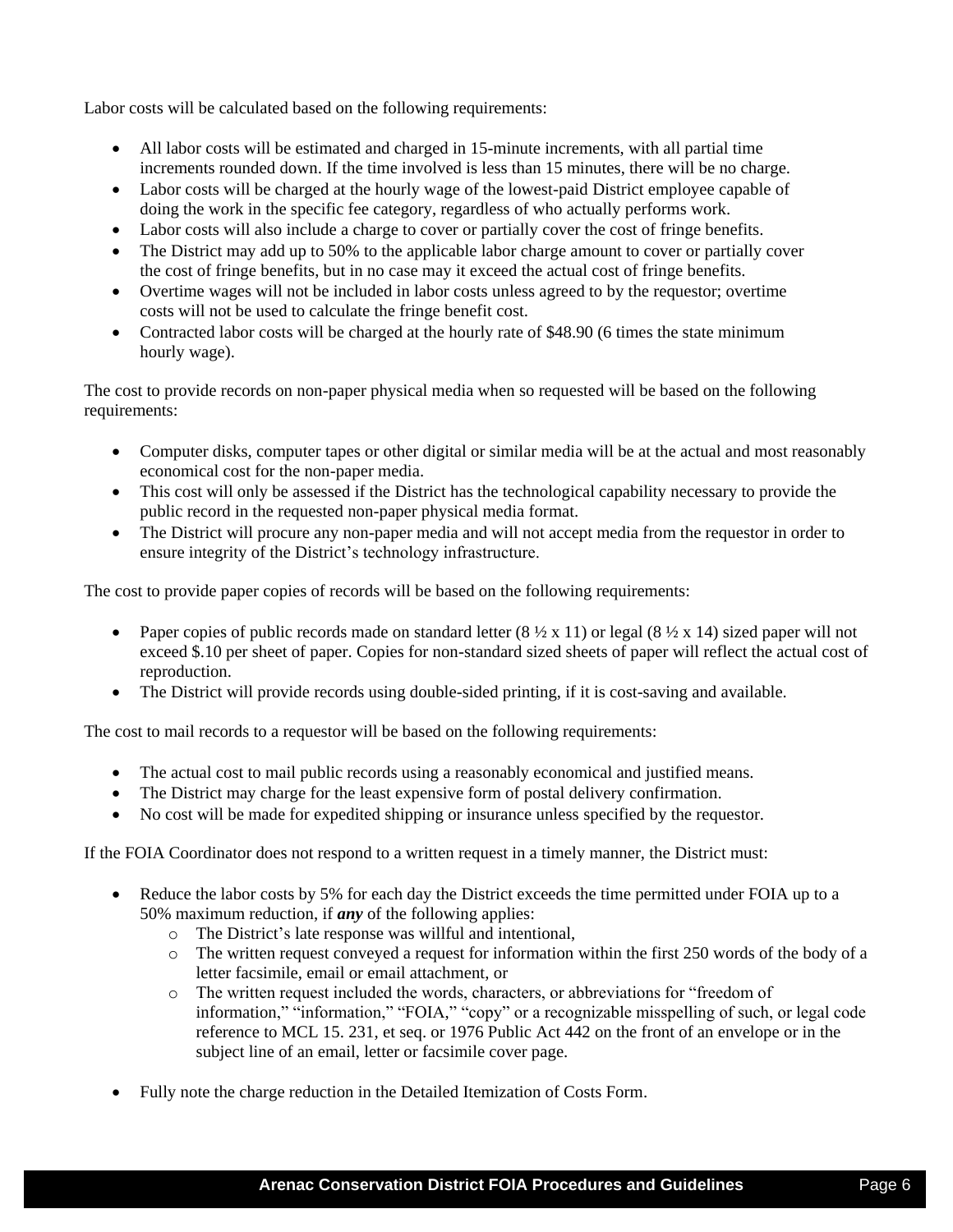Labor costs will be calculated based on the following requirements:

- All labor costs will be estimated and charged in 15-minute increments, with all partial time increments rounded down. If the time involved is less than 15 minutes, there will be no charge.
- Labor costs will be charged at the hourly wage of the lowest-paid District employee capable of doing the work in the specific fee category, regardless of who actually performs work.
- Labor costs will also include a charge to cover or partially cover the cost of fringe benefits.
- The District may add up to 50% to the applicable labor charge amount to cover or partially cover the cost of fringe benefits, but in no case may it exceed the actual cost of fringe benefits.
- Overtime wages will not be included in labor costs unless agreed to by the requestor; overtime costs will not be used to calculate the fringe benefit cost.
- Contracted labor costs will be charged at the hourly rate of $48.90 (6 times the state minimum hourly wage).

The cost to provide records on non-paper physical media when so requested will be based on the following requirements:

- Computer disks, computer tapes or other digital or similar media will be at the actual and most reasonably economical cost for the non-paper media.
- This cost will only be assessed if the District has the technological capability necessary to provide the public record in the requested non-paper physical media format.
- The District will procure any non-paper media and will not accept media from the requestor in order to ensure integrity of the District's technology infrastructure.

The cost to provide paper copies of records will be based on the following requirements:

- Paper copies of public records made on standard letter (8 ½ x 11) or legal (8 ½ x 14) sized paper will not exceed $.10 per sheet of paper. Copies for non-standard sized sheets of paper will reflect the actual cost of reproduction.
- The District will provide records using double-sided printing, if it is cost-saving and available.

The cost to mail records to a requestor will be based on the following requirements:

- The actual cost to mail public records using a reasonably economical and justified means.
- The District may charge for the least expensive form of postal delivery confirmation.
- No cost will be made for expedited shipping or insurance unless specified by the requestor.

If the FOIA Coordinator does not respond to a written request in a timely manner, the District must:

- Reduce the labor costs by 5% for each day the District exceeds the time permitted under FOIA up to a 50% maximum reduction, if ***any*** of the following applies:
  - The District's late response was willful and intentional,
  - The written request conveyed a request for information within the first 250 words of the body of a letter facsimile, email or email attachment, or
  - The written request included the words, characters, or abbreviations for "freedom of information," "information," "FOIA," "copy" or a recognizable misspelling of such, or legal code reference to MCL 15. 231, et seq. or 1976 Public Act 442 on the front of an envelope or in the subject line of an email, letter or facsimile cover page.

- Fully note the charge reduction in the Detailed Itemization of Costs Form.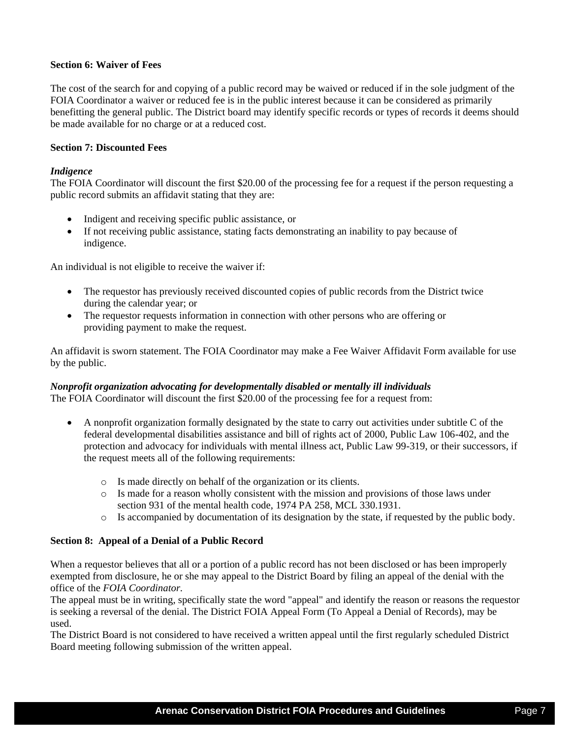**Section 6: Waiver of Fees**

The cost of the search for and copying of a public record may be waived or reduced if in the sole judgment of the FOIA Coordinator a waiver or reduced fee is in the public interest because it can be considered as primarily benefitting the general public. The District board may identify specific records or types of records it deems should be made available for no charge or at a reduced cost.

**Section 7: Discounted Fees**

***Indigence***

The FOIA Coordinator will discount the first $20.00 of the processing fee for a request if the person requesting a public record submits an affidavit stating that they are:

- Indigent and receiving specific public assistance, or
- If not receiving public assistance, stating facts demonstrating an inability to pay because of indigence.

An individual is not eligible to receive the waiver if:

- The requestor has previously received discounted copies of public records from the District twice during the calendar year; or
- The requestor requests information in connection with other persons who are offering or providing payment to make the request.

An affidavit is sworn statement. The FOIA Coordinator may make a Fee Waiver Affidavit Form available for use by the public.

***Nonprofit organization advocating for developmentally disabled or mentally ill individuals***

The FOIA Coordinator will discount the first $20.00 of the processing fee for a request from:

- A nonprofit organization formally designated by the state to carry out activities under subtitle C of the federal developmental disabilities assistance and bill of rights act of 2000, Public Law 106-402, and the protection and advocacy for individuals with mental illness act, Public Law 99-319, or their successors, if the request meets all of the following requirements:
  - Is made directly on behalf of the organization or its clients.
  - Is made for a reason wholly consistent with the mission and provisions of those laws under section 931 of the mental health code, 1974 PA 258, MCL 330.1931.
  - Is accompanied by documentation of its designation by the state, if requested by the public body.

**Section 8: Appeal of a Denial of a Public Record**

When a requestor believes that all or a portion of a public record has not been disclosed or has been improperly exempted from disclosure, he or she may appeal to the District Board by filing an appeal of the denial with the office of the *FOIA Coordinator*.

The appeal must be in writing, specifically state the word "appeal" and identify the reason or reasons the requestor is seeking a reversal of the denial. The District FOIA Appeal Form (To Appeal a Denial of Records), may be used.

The District Board is not considered to have received a written appeal until the first regularly scheduled District Board meeting following submission of the written appeal.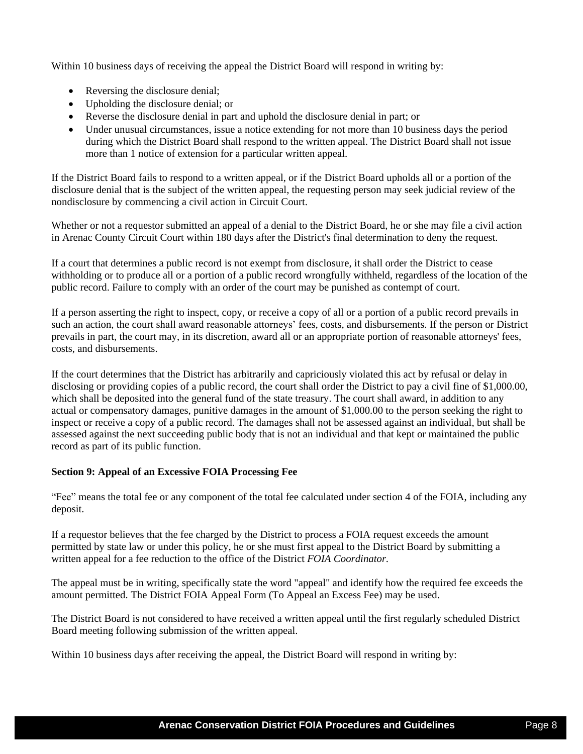Within 10 business days of receiving the appeal the District Board will respond in writing by:

- Reversing the disclosure denial;
- Upholding the disclosure denial; or
- Reverse the disclosure denial in part and uphold the disclosure denial in part; or
- Under unusual circumstances, issue a notice extending for not more than 10 business days the period during which the District Board shall respond to the written appeal. The District Board shall not issue more than 1 notice of extension for a particular written appeal.

If the District Board fails to respond to a written appeal, or if the District Board upholds all or a portion of the disclosure denial that is the subject of the written appeal, the requesting person may seek judicial review of the nondisclosure by commencing a civil action in Circuit Court.

Whether or not a requestor submitted an appeal of a denial to the District Board, he or she may file a civil action in Arenac County Circuit Court within 180 days after the District's final determination to deny the request.

If a court that determines a public record is not exempt from disclosure, it shall order the District to cease withholding or to produce all or a portion of a public record wrongfully withheld, regardless of the location of the public record. Failure to comply with an order of the court may be punished as contempt of court.

If a person asserting the right to inspect, copy, or receive a copy of all or a portion of a public record prevails in such an action, the court shall award reasonable attorneys' fees, costs, and disbursements. If the person or District prevails in part, the court may, in its discretion, award all or an appropriate portion of reasonable attorneys' fees, costs, and disbursements.

If the court determines that the District has arbitrarily and capriciously violated this act by refusal or delay in disclosing or providing copies of a public record, the court shall order the District to pay a civil fine of $1,000.00, which shall be deposited into the general fund of the state treasury. The court shall award, in addition to any actual or compensatory damages, punitive damages in the amount of $1,000.00 to the person seeking the right to inspect or receive a copy of a public record. The damages shall not be assessed against an individual, but shall be assessed against the next succeeding public body that is not an individual and that kept or maintained the public record as part of its public function.

**Section 9: Appeal of an Excessive FOIA Processing Fee**

"Fee" means the total fee or any component of the total fee calculated under section 4 of the FOIA, including any deposit.

If a requestor believes that the fee charged by the District to process a FOIA request exceeds the amount permitted by state law or under this policy, he or she must first appeal to the District Board by submitting a written appeal for a fee reduction to the office of the District *FOIA Coordinator.*

The appeal must be in writing, specifically state the word "appeal" and identify how the required fee exceeds the amount permitted. The District FOIA Appeal Form (To Appeal an Excess Fee) may be used.

The District Board is not considered to have received a written appeal until the first regularly scheduled District Board meeting following submission of the written appeal.

Within 10 business days after receiving the appeal, the District Board will respond in writing by: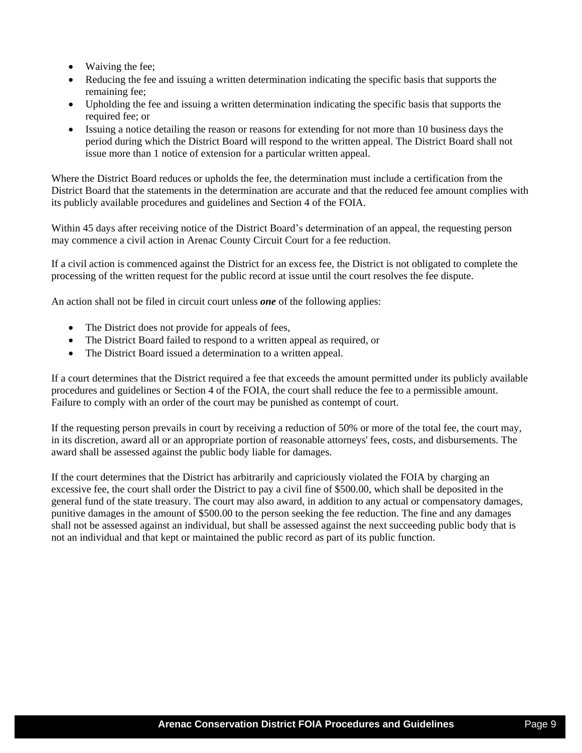- Waiving the fee;
- Reducing the fee and issuing a written determination indicating the specific basis that supports the remaining fee;
- Upholding the fee and issuing a written determination indicating the specific basis that supports the required fee; or
- Issuing a notice detailing the reason or reasons for extending for not more than 10 business days the period during which the District Board will respond to the written appeal. The District Board shall not issue more than 1 notice of extension for a particular written appeal.

Where the District Board reduces or upholds the fee, the determination must include a certification from the District Board that the statements in the determination are accurate and that the reduced fee amount complies with its publicly available procedures and guidelines and Section 4 of the FOIA.

Within 45 days after receiving notice of the District Board's determination of an appeal, the requesting person may commence a civil action in Arenac County Circuit Court for a fee reduction.

If a civil action is commenced against the District for an excess fee, the District is not obligated to complete the processing of the written request for the public record at issue until the court resolves the fee dispute.

An action shall not be filed in circuit court unless ***one*** of the following applies:

- The District does not provide for appeals of fees,
- The District Board failed to respond to a written appeal as required, or
- The District Board issued a determination to a written appeal.

If a court determines that the District required a fee that exceeds the amount permitted under its publicly available procedures and guidelines or Section 4 of the FOIA, the court shall reduce the fee to a permissible amount. Failure to comply with an order of the court may be punished as contempt of court.

If the requesting person prevails in court by receiving a reduction of 50% or more of the total fee, the court may, in its discretion, award all or an appropriate portion of reasonable attorneys' fees, costs, and disbursements. The award shall be assessed against the public body liable for damages.

If the court determines that the District has arbitrarily and capriciously violated the FOIA by charging an excessive fee, the court shall order the District to pay a civil fine of $500.00, which shall be deposited in the general fund of the state treasury. The court may also award, in addition to any actual or compensatory damages, punitive damages in the amount of $500.00 to the person seeking the fee reduction. The fine and any damages shall not be assessed against an individual, but shall be assessed against the next succeeding public body that is not an individual and that kept or maintained the public record as part of its public function.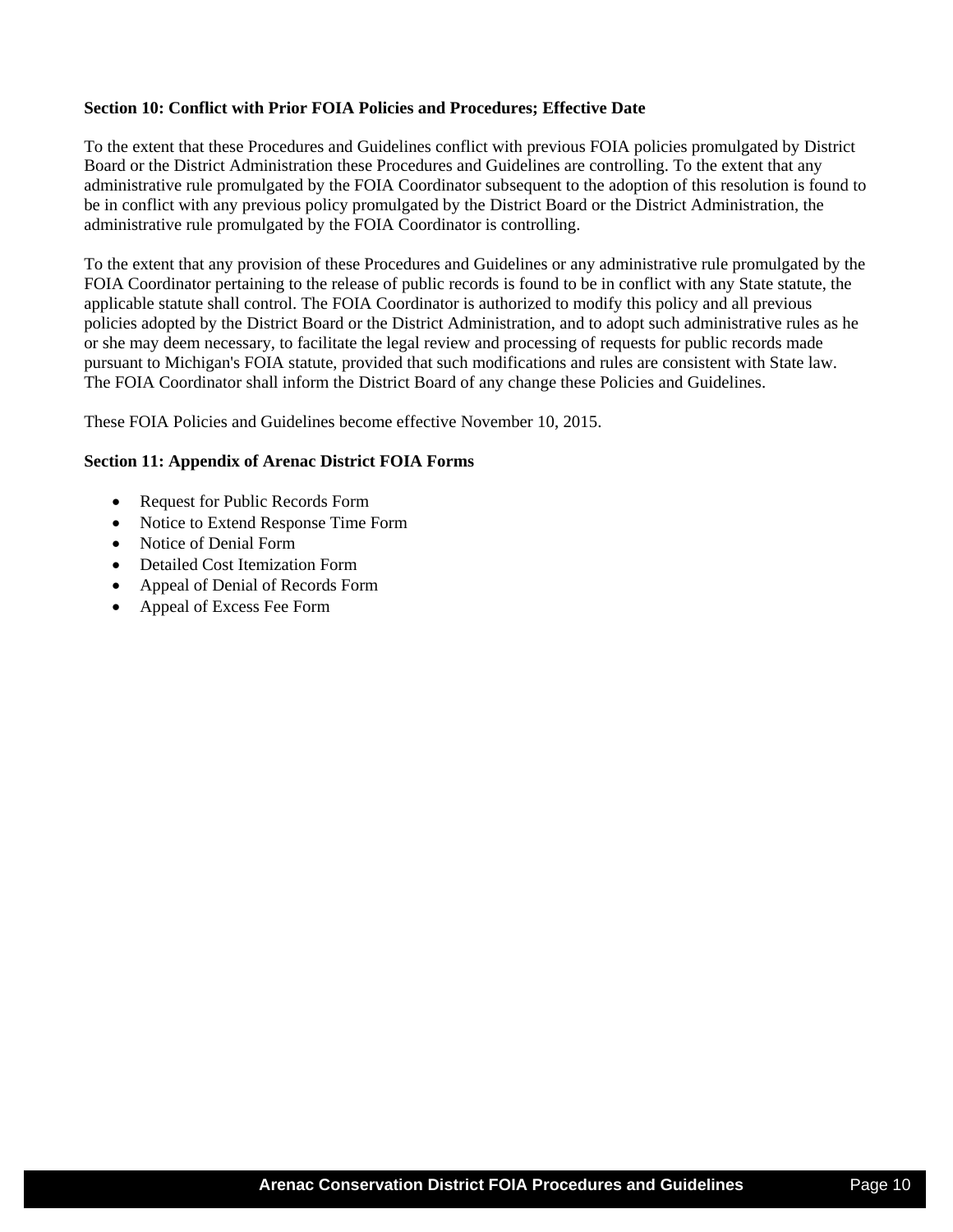**Section 10: Conflict with Prior FOIA Policies and Procedures; Effective Date**

To the extent that these Procedures and Guidelines conflict with previous FOIA policies promulgated by District Board or the District Administration these Procedures and Guidelines are controlling. To the extent that any administrative rule promulgated by the FOIA Coordinator subsequent to the adoption of this resolution is found to be in conflict with any previous policy promulgated by the District Board or the District Administration, the administrative rule promulgated by the FOIA Coordinator is controlling.

To the extent that any provision of these Procedures and Guidelines or any administrative rule promulgated by the FOIA Coordinator pertaining to the release of public records is found to be in conflict with any State statute, the applicable statute shall control. The FOIA Coordinator is authorized to modify this policy and all previous policies adopted by the District Board or the District Administration, and to adopt such administrative rules as he or she may deem necessary, to facilitate the legal review and processing of requests for public records made pursuant to Michigan's FOIA statute, provided that such modifications and rules are consistent with State law. The FOIA Coordinator shall inform the District Board of any change these Policies and Guidelines.

These FOIA Policies and Guidelines become effective November 10, 2015.

**Section 11: Appendix of Arenac District FOIA Forms**

- Request for Public Records Form
- Notice to Extend Response Time Form
- Notice of Denial Form
- Detailed Cost Itemization Form
- Appeal of Denial of Records Form
- Appeal of Excess Fee Form